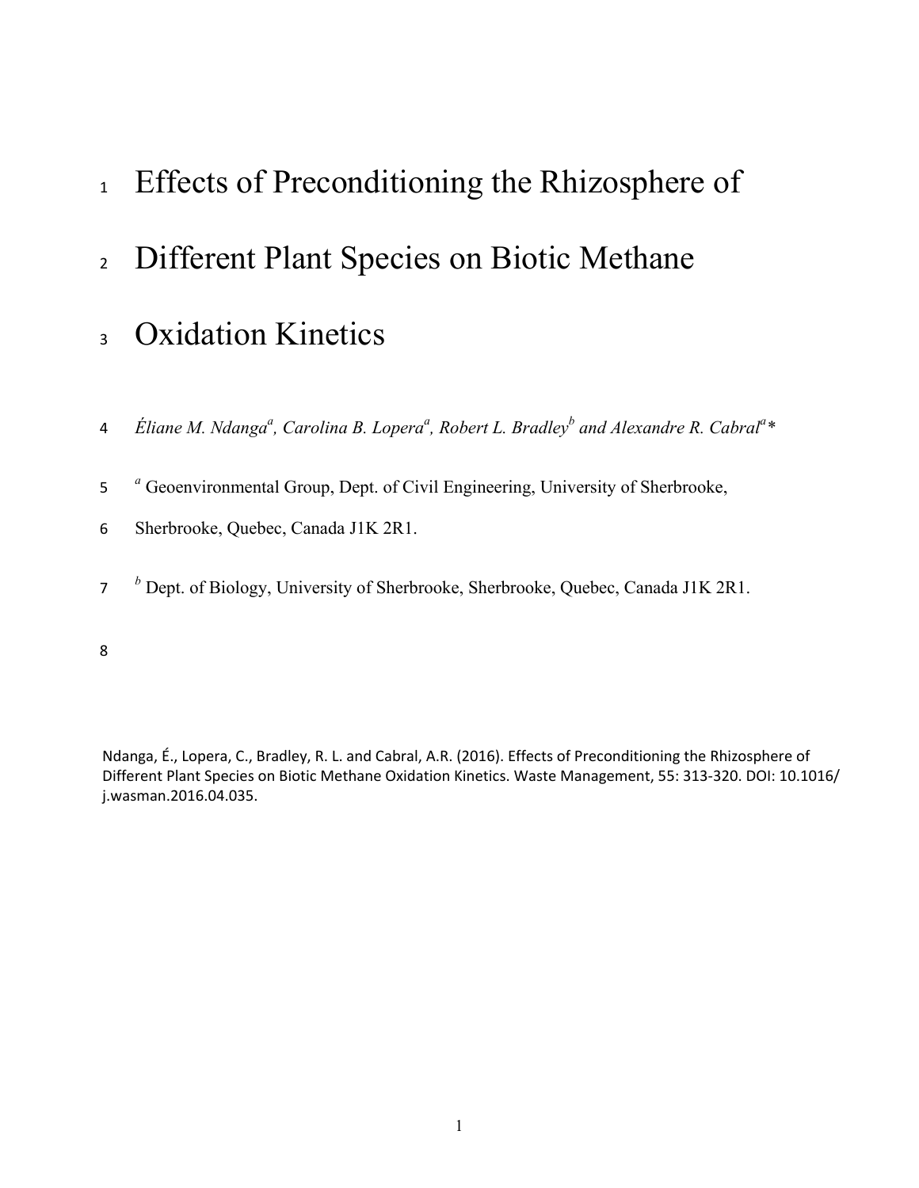# Effects of Preconditioning the Rhizosphere of Different Plant Species on Biotic Methane Oxidation Kinetics

*Éliane M. Ndanga[a], Carolina B. Lopera[a], Robert L. Bradley[b] and Alexandre R. Cabral[a]\**

[a] Geoenvironmental Group, Dept. of Civil Engineering, University of Sherbrooke, Sherbrooke, Quebec, Canada J1K 2R1.

[b] Dept. of Biology, University of Sherbrooke, Sherbrooke, Quebec, Canada J1K 2R1.

Ndanga, É., Lopera, C., Bradley, R. L. and Cabral, A.R. (2016). Effects of Preconditioning the Rhizosphere of Different Plant Species on Biotic Methane Oxidation Kinetics. Waste Management, 55: 313-320. DOI: 10.1016/j.wasman.2016.04.035.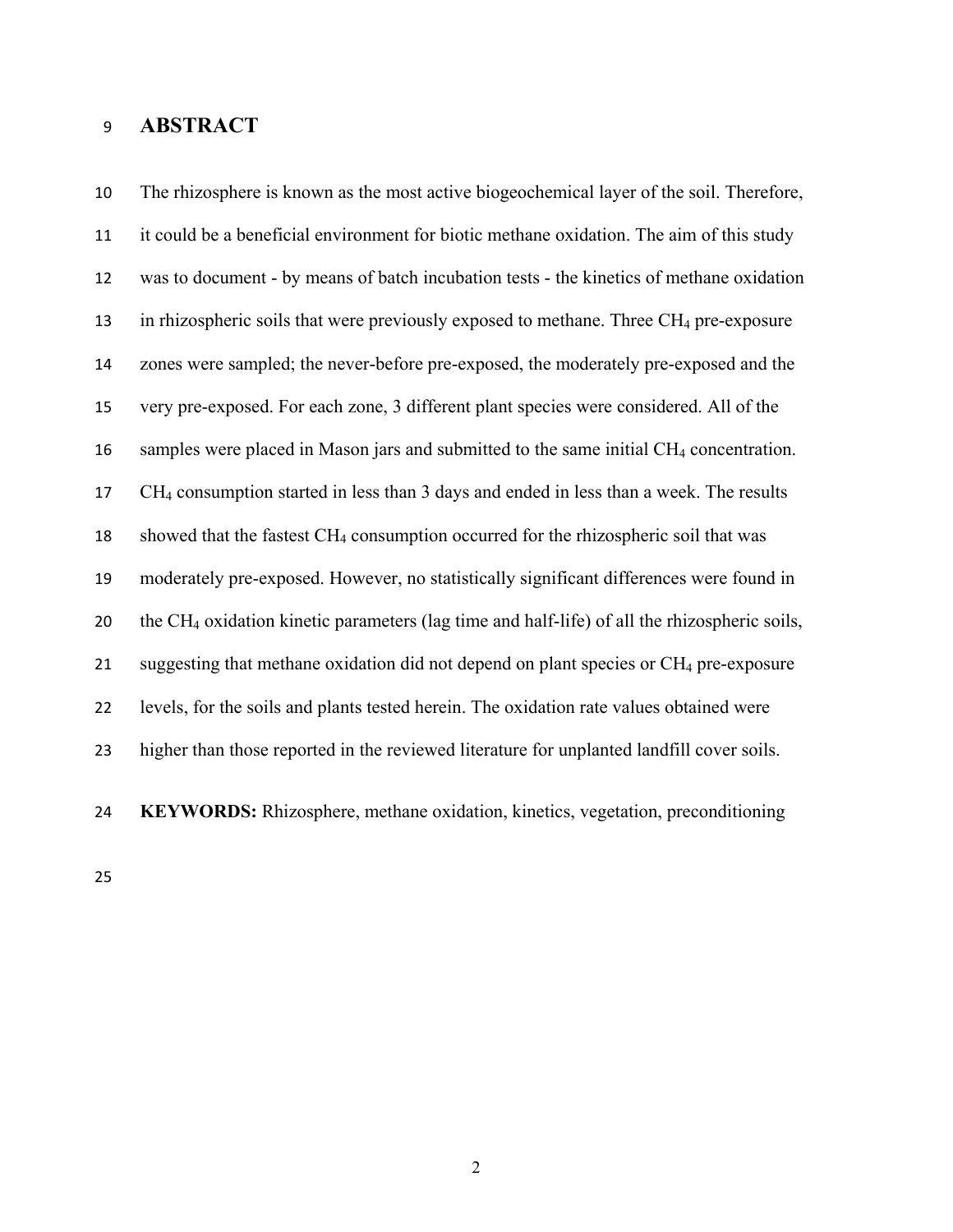# ABSTRACT

The rhizosphere is known as the most active biogeochemical layer of the soil. Therefore, it could be a beneficial environment for biotic methane oxidation. The aim of this study was to document - by means of batch incubation tests - the kinetics of methane oxidation in rhizospheric soils that were previously exposed to methane. Three $CH_4$ pre-exposure zones were sampled; the never-before pre-exposed, the moderately pre-exposed and the very pre-exposed. For each zone, 3 different plant species were considered. All of the samples were placed in Mason jars and submitted to the same initial $CH_4$ concentration. $CH_4$ consumption started in less than 3 days and ended in less than a week. The results showed that the fastest $CH_4$ consumption occurred for the rhizospheric soil that was moderately pre-exposed. However, no statistically significant differences were found in the $CH_4$ oxidation kinetic parameters (lag time and half-life) of all the rhizospheric soils, suggesting that methane oxidation did not depend on plant species or $CH_4$ pre-exposure levels, for the soils and plants tested herein. The oxidation rate values obtained were higher than those reported in the reviewed literature for unplanted landfill cover soils.

**KEYWORDS:** Rhizosphere, methane oxidation, kinetics, vegetation, preconditioning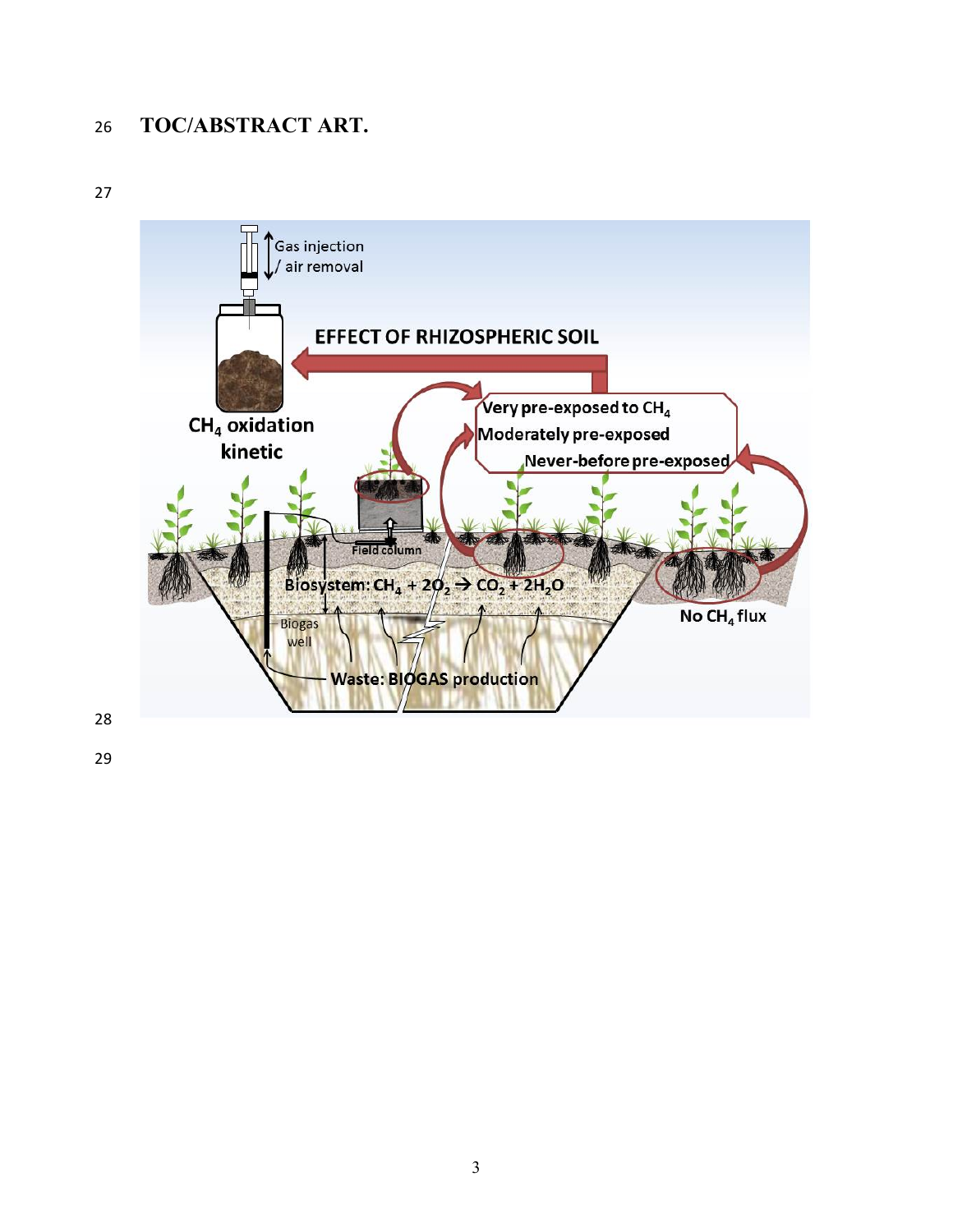# TOC/ABSTRACT ART.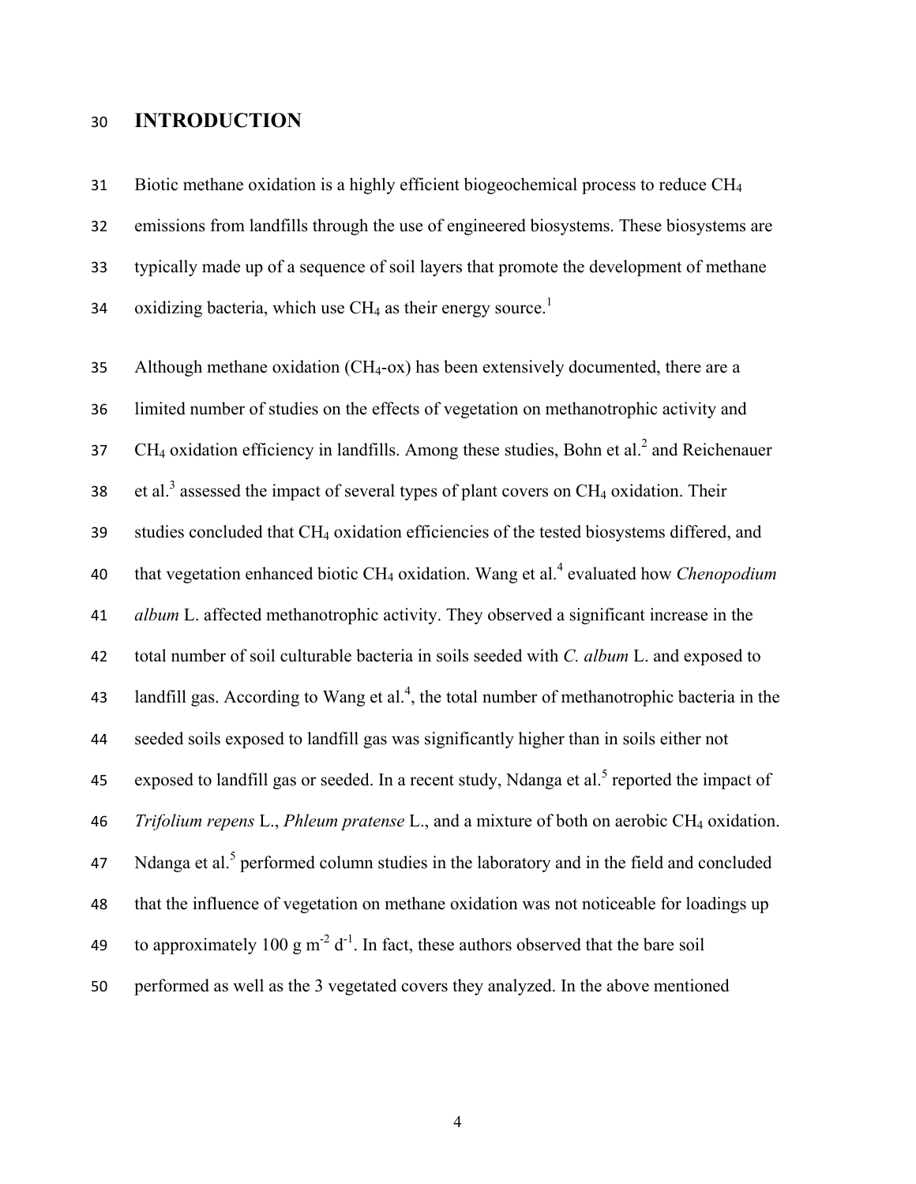# INTRODUCTION

Biotic methane oxidation is a highly efficient biogeochemical process to reduce $CH_4$ emissions from landfills through the use of engineered biosystems. These biosystems are typically made up of a sequence of soil layers that promote the development of methane oxidizing bacteria, which use $CH_4$ as their energy source.[1]

Although methane oxidation ($CH_4$-ox) has been extensively documented, there are a limited number of studies on the effects of vegetation on methanotrophic activity and $CH_4$ oxidation efficiency in landfills. Among these studies, Bohn et al.[2] and Reichenauer et al.[3] assessed the impact of several types of plant covers on $CH_4$ oxidation. Their studies concluded that $CH_4$ oxidation efficiencies of the tested biosystems differed, and that vegetation enhanced biotic $CH_4$ oxidation. Wang et al.[4] evaluated how *Chenopodium album* L. affected methanotrophic activity. They observed a significant increase in the total number of soil culturable bacteria in soils seeded with *C. album* L. and exposed to landfill gas. According to Wang et al.[4], the total number of methanotrophic bacteria in the seeded soils exposed to landfill gas was significantly higher than in soils either not exposed to landfill gas or seeded. In a recent study, Ndanga et al.[5] reported the impact of *Trifolium repens* L., *Phleum pratense* L., and a mixture of both on aerobic $CH_4$ oxidation. Ndanga et al.[5] performed column studies in the laboratory and in the field and concluded that the influence of vegetation on methane oxidation was not noticeable for loadings up to approximately 100 g $m^{-2}$ $d^{-1}$. In fact, these authors observed that the bare soil performed as well as the 3 vegetated covers they analyzed. In the above mentioned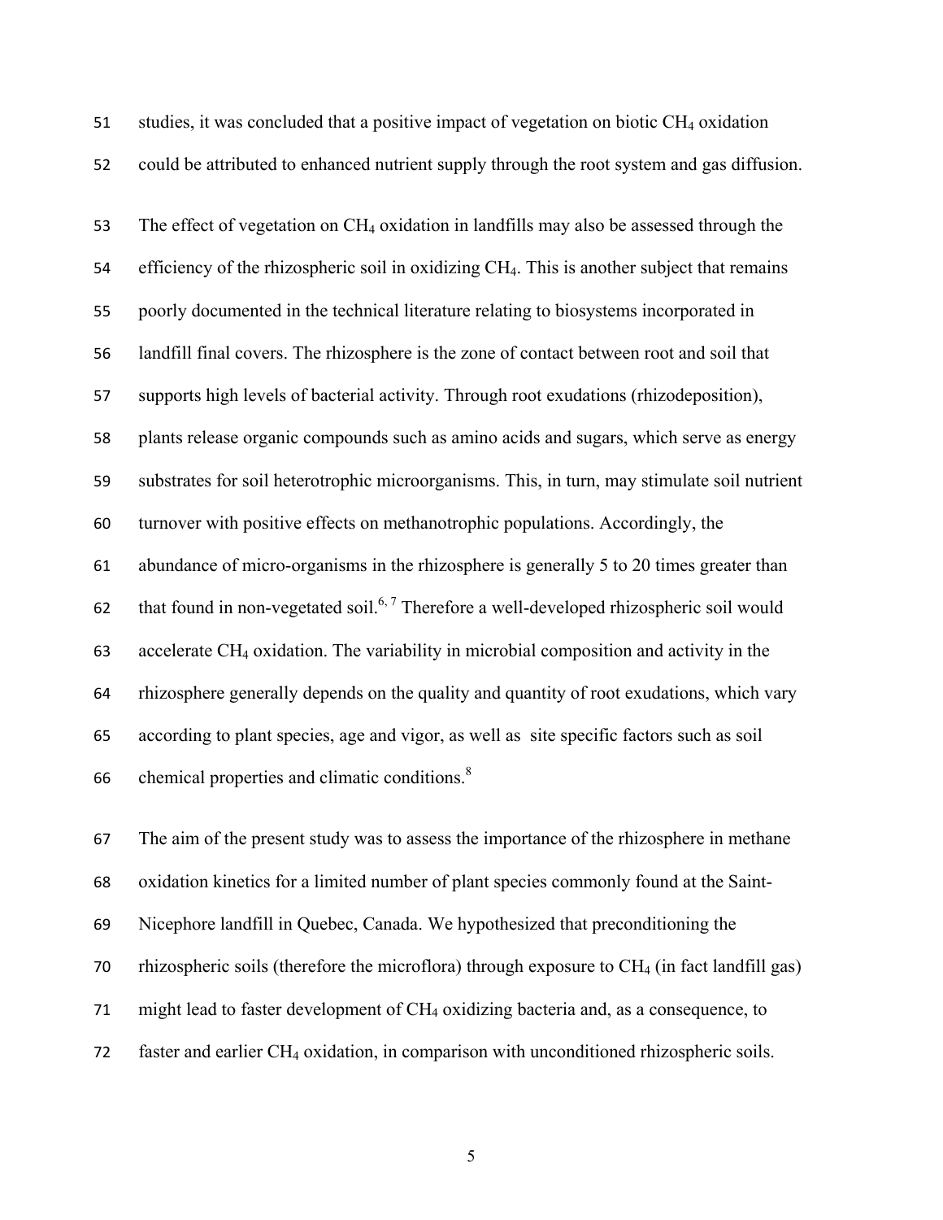studies, it was concluded that a positive impact of vegetation on biotic $CH_4$ oxidation could be attributed to enhanced nutrient supply through the root system and gas diffusion.

The effect of vegetation on $CH_4$ oxidation in landfills may also be assessed through the efficiency of the rhizospheric soil in oxidizing $CH_4$. This is another subject that remains poorly documented in the technical literature relating to biosystems incorporated in landfill final covers. The rhizosphere is the zone of contact between root and soil that supports high levels of bacterial activity. Through root exudations (rhizodeposition), plants release organic compounds such as amino acids and sugars, which serve as energy substrates for soil heterotrophic microorganisms. This, in turn, may stimulate soil nutrient turnover with positive effects on methanotrophic populations. Accordingly, the abundance of micro-organisms in the rhizosphere is generally 5 to 20 times greater than that found in non-vegetated soil.[6, 7] Therefore a well-developed rhizospheric soil would accelerate $CH_4$ oxidation. The variability in microbial composition and activity in the rhizosphere generally depends on the quality and quantity of root exudations, which vary according to plant species, age and vigor, as well as site specific factors such as soil chemical properties and climatic conditions.[8]

The aim of the present study was to assess the importance of the rhizosphere in methane oxidation kinetics for a limited number of plant species commonly found at the Saint-Nicephore landfill in Quebec, Canada. We hypothesized that preconditioning the rhizospheric soils (therefore the microflora) through exposure to $CH_4$ (in fact landfill gas) might lead to faster development of $CH_4$ oxidizing bacteria and, as a consequence, to faster and earlier $CH_4$ oxidation, in comparison with unconditioned rhizospheric soils.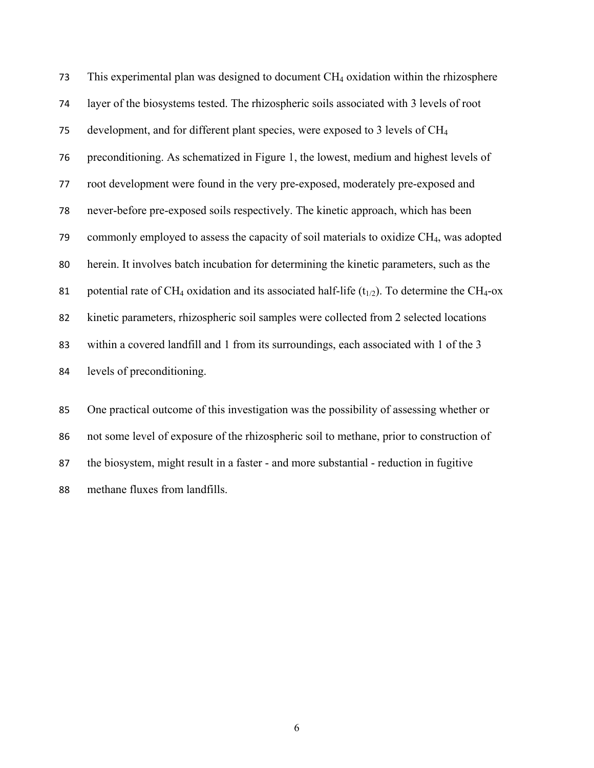This experimental plan was designed to document $CH_4$ oxidation within the rhizosphere layer of the biosystems tested. The rhizospheric soils associated with 3 levels of root development, and for different plant species, were exposed to 3 levels of $CH_4$ preconditioning. As schematized in Figure 1, the lowest, medium and highest levels of root development were found in the very pre-exposed, moderately pre-exposed and never-before pre-exposed soils respectively. The kinetic approach, which has been commonly employed to assess the capacity of soil materials to oxidize $CH_4$, was adopted herein. It involves batch incubation for determining the kinetic parameters, such as the potential rate of $CH_4$ oxidation and its associated half-life ($t_{1/2}$). To determine the $CH_4$-ox kinetic parameters, rhizospheric soil samples were collected from 2 selected locations within a covered landfill and 1 from its surroundings, each associated with 1 of the 3 levels of preconditioning.

One practical outcome of this investigation was the possibility of assessing whether or not some level of exposure of the rhizospheric soil to methane, prior to construction of the biosystem, might result in a faster - and more substantial - reduction in fugitive methane fluxes from landfills.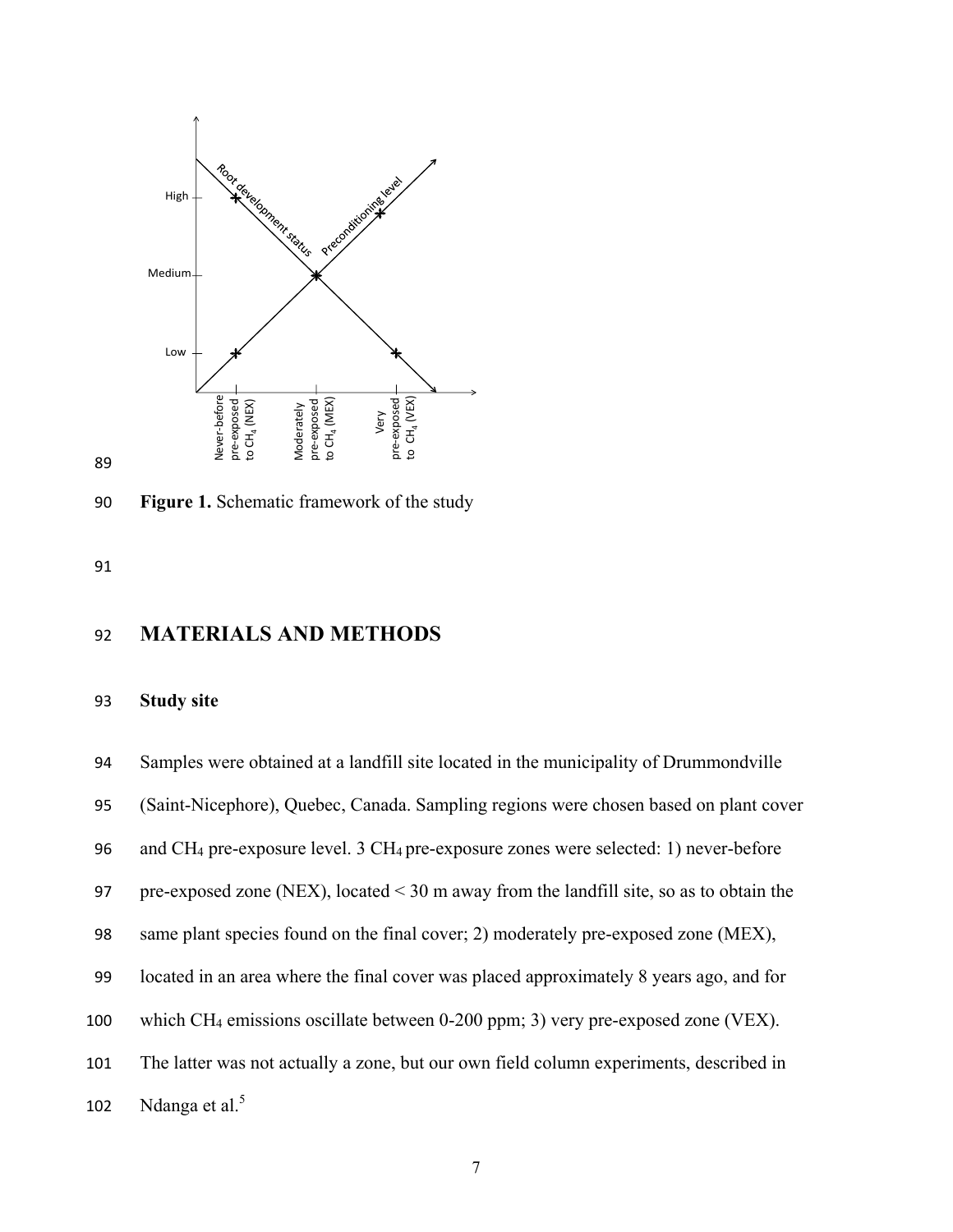**Figure 1.** Schematic framework of the study

## MATERIALS AND METHODS

### Study site

Samples were obtained at a landfill site located in the municipality of Drummondville (Saint-Nicephore), Quebec, Canada. Sampling regions were chosen based on plant cover and $CH_4$ pre-exposure level. 3 $CH_4$ pre-exposure zones were selected: 1) never-before pre-exposed zone (NEX), located < 30 m away from the landfill site, so as to obtain the same plant species found on the final cover; 2) moderately pre-exposed zone (MEX), located in an area where the final cover was placed approximately 8 years ago, and for which $CH_4$ emissions oscillate between 0-200 ppm; 3) very pre-exposed zone (VEX). The latter was not actually a zone, but our own field column experiments, described in Ndanga et al.[5]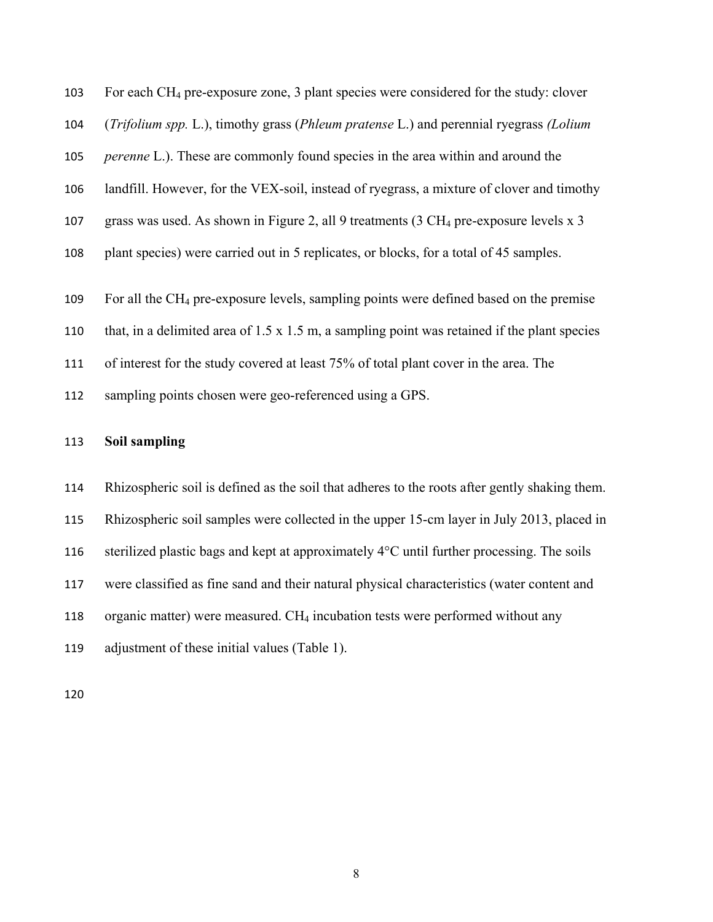For each $CH_4$ pre-exposure zone, 3 plant species were considered for the study: clover (*Trifolium spp.* L.), timothy grass (*Phleum pratense* L.) and perennial ryegrass *(Lolium perenne* L.). These are commonly found species in the area within and around the landfill. However, for the VEX-soil, instead of ryegrass, a mixture of clover and timothy grass was used. As shown in Figure 2, all 9 treatments (3 $CH_4$ pre-exposure levels x 3 plant species) were carried out in 5 replicates, or blocks, for a total of 45 samples.

For all the $CH_4$ pre-exposure levels, sampling points were defined based on the premise that, in a delimited area of 1.5 x 1.5 m, a sampling point was retained if the plant species of interest for the study covered at least 75% of total plant cover in the area. The sampling points chosen were geo-referenced using a GPS.

**Soil sampling**

Rhizospheric soil is defined as the soil that adheres to the roots after gently shaking them. Rhizospheric soil samples were collected in the upper 15-cm layer in July 2013, placed in sterilized plastic bags and kept at approximately 4°C until further processing. The soils were classified as fine sand and their natural physical characteristics (water content and organic matter) were measured. $CH_4$ incubation tests were performed without any adjustment of these initial values (Table 1).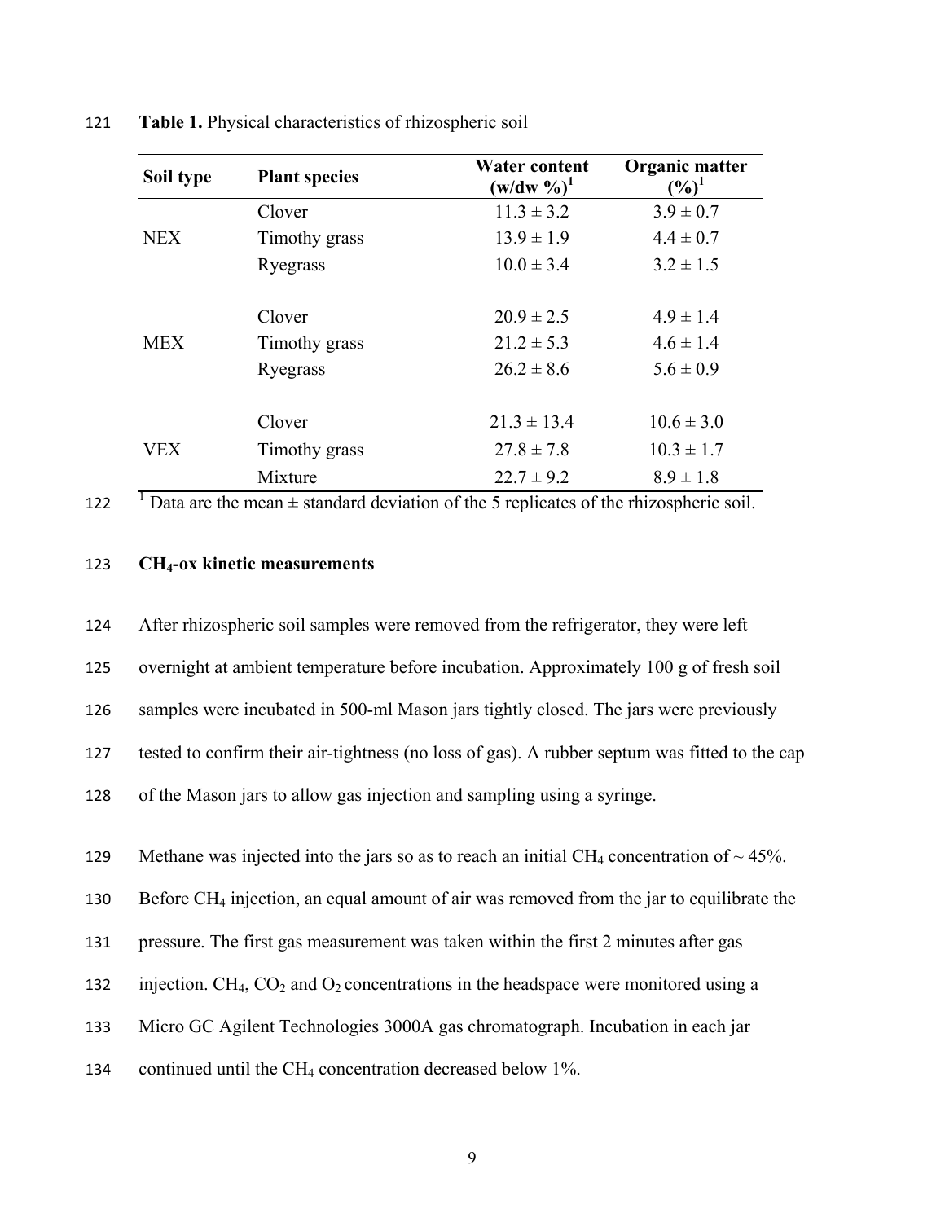**Table 1.** Physical characteristics of rhizospheric soil

| Soil type | Plant species | Water content (w/dw %)[1] | Organic matter (%)[1] |
|---|---|---|---|
| NEX | Clover | 11.3 ± 3.2 | 3.9 ± 0.7 |
| | Timothy grass | 13.9 ± 1.9 | 4.4 ± 0.7 |
| | Ryegrass | 10.0 ± 3.4 | 3.2 ± 1.5 |
| MEX | Clover | 20.9 ± 2.5 | 4.9 ± 1.4 |
| | Timothy grass | 21.2 ± 5.3 | 4.6 ± 1.4 |
| | Ryegrass | 26.2 ± 8.6 | 5.6 ± 0.9 |
| VEX | Clover | 21.3 ± 13.4 | 10.6 ± 3.0 |
| | Timothy grass | 27.8 ± 7.8 | 10.3 ± 1.7 |
| | Mixture | 22.7 ± 9.2 | 8.9 ± 1.8 |

[1] Data are the mean ± standard deviation of the 5 replicates of the rhizospheric soil.

### $CH_4$-ox kinetic measurements

After rhizospheric soil samples were removed from the refrigerator, they were left overnight at ambient temperature before incubation. Approximately 100 g of fresh soil samples were incubated in 500-ml Mason jars tightly closed. The jars were previously tested to confirm their air-tightness (no loss of gas). A rubber septum was fitted to the cap of the Mason jars to allow gas injection and sampling using a syringe.

Methane was injected into the jars so as to reach an initial $CH_4$ concentration of ~ 45%. Before $CH_4$ injection, an equal amount of air was removed from the jar to equilibrate the pressure. The first gas measurement was taken within the first 2 minutes after gas injection. $CH_4$, $CO_2$ and $O_2$ concentrations in the headspace were monitored using a Micro GC Agilent Technologies 3000A gas chromatograph. Incubation in each jar continued until the $CH_4$ concentration decreased below 1%.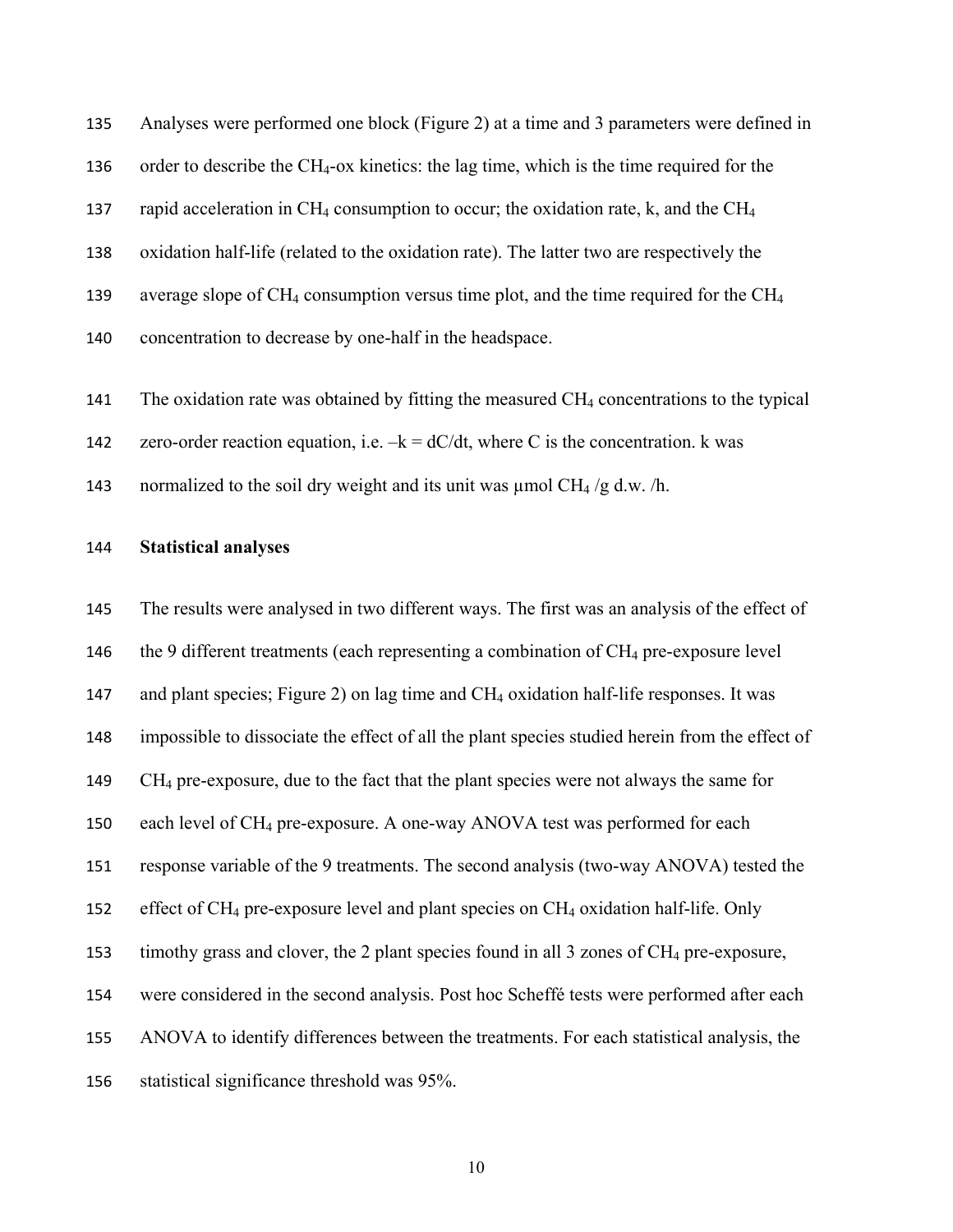Analyses were performed one block (Figure 2) at a time and 3 parameters were defined in order to describe the $CH_4$-ox kinetics: the lag time, which is the time required for the rapid acceleration in $CH_4$ consumption to occur; the oxidation rate, k, and the $CH_4$ oxidation half-life (related to the oxidation rate). The latter two are respectively the average slope of $CH_4$ consumption versus time plot, and the time required for the $CH_4$ concentration to decrease by one-half in the headspace.

The oxidation rate was obtained by fitting the measured $CH_4$ concentrations to the typical zero-order reaction equation, i.e. $-k = dC/dt$, where C is the concentration. k was normalized to the soil dry weight and its unit was μmol $CH_4$ /g d.w. /h.

**Statistical analyses**

The results were analysed in two different ways. The first was an analysis of the effect of the 9 different treatments (each representing a combination of $CH_4$ pre-exposure level and plant species; Figure 2) on lag time and $CH_4$ oxidation half-life responses. It was impossible to dissociate the effect of all the plant species studied herein from the effect of $CH_4$ pre-exposure, due to the fact that the plant species were not always the same for each level of $CH_4$ pre-exposure. A one-way ANOVA test was performed for each response variable of the 9 treatments. The second analysis (two-way ANOVA) tested the effect of $CH_4$ pre-exposure level and plant species on $CH_4$ oxidation half-life. Only timothy grass and clover, the 2 plant species found in all 3 zones of $CH_4$ pre-exposure, were considered in the second analysis. Post hoc Scheffé tests were performed after each ANOVA to identify differences between the treatments. For each statistical analysis, the statistical significance threshold was 95%.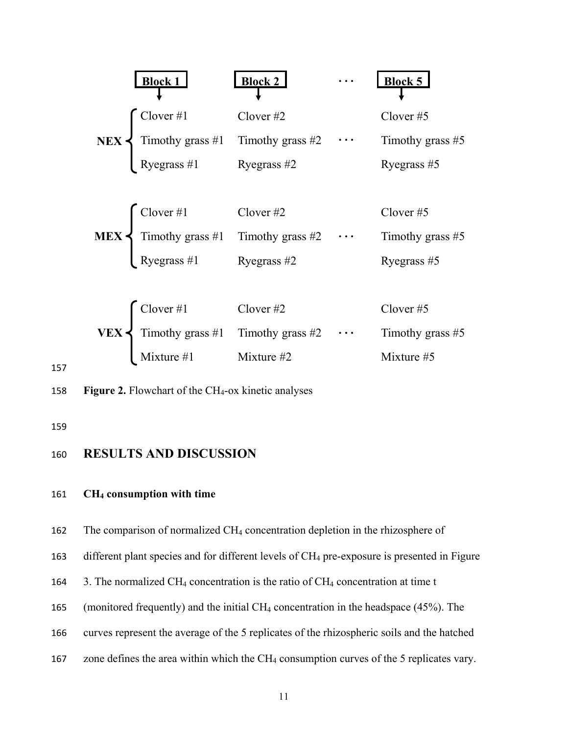| | Block 1 | Block 2 | ··· | Block 5 |
|---|---|---|---|---|
| **NEX** | Clover #1 | Clover #2 | | Clover #5 |
| | Timothy grass #1 | Timothy grass #2 | ··· | Timothy grass #5 |
| | Ryegrass #1 | Ryegrass #2 | | Ryegrass #5 |
| **MEX** | Clover #1 | Clover #2 | | Clover #5 |
| | Timothy grass #1 | Timothy grass #2 | ··· | Timothy grass #5 |
| | Ryegrass #1 | Ryegrass #2 | | Ryegrass #5 |
| **VEX** | Clover #1 | Clover #2 | | Clover #5 |
| | Timothy grass #1 | Timothy grass #2 | ··· | Timothy grass #5 |
| | Mixture #1 | Mixture #2 | | Mixture #5 |

**Figure 2.** Flowchart of the $CH_4$-ox kinetic analyses

## RESULTS AND DISCUSSION

### $CH_4$ consumption with time

The comparison of normalized $CH_4$ concentration depletion in the rhizosphere of different plant species and for different levels of $CH_4$ pre-exposure is presented in Figure 3. The normalized $CH_4$ concentration is the ratio of $CH_4$ concentration at time t (monitored frequently) and the initial $CH_4$ concentration in the headspace (45%). The curves represent the average of the 5 replicates of the rhizospheric soils and the hatched zone defines the area within which the $CH_4$ consumption curves of the 5 replicates vary.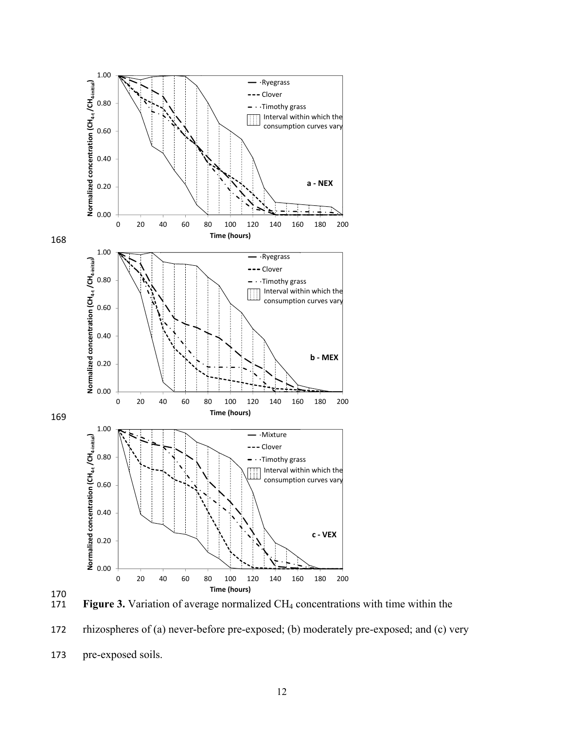**Figure 3.** Variation of average normalized $CH_4$ concentrations with time within the rhizospheres of (a) never-before pre-exposed; (b) moderately pre-exposed; and (c) very pre-exposed soils.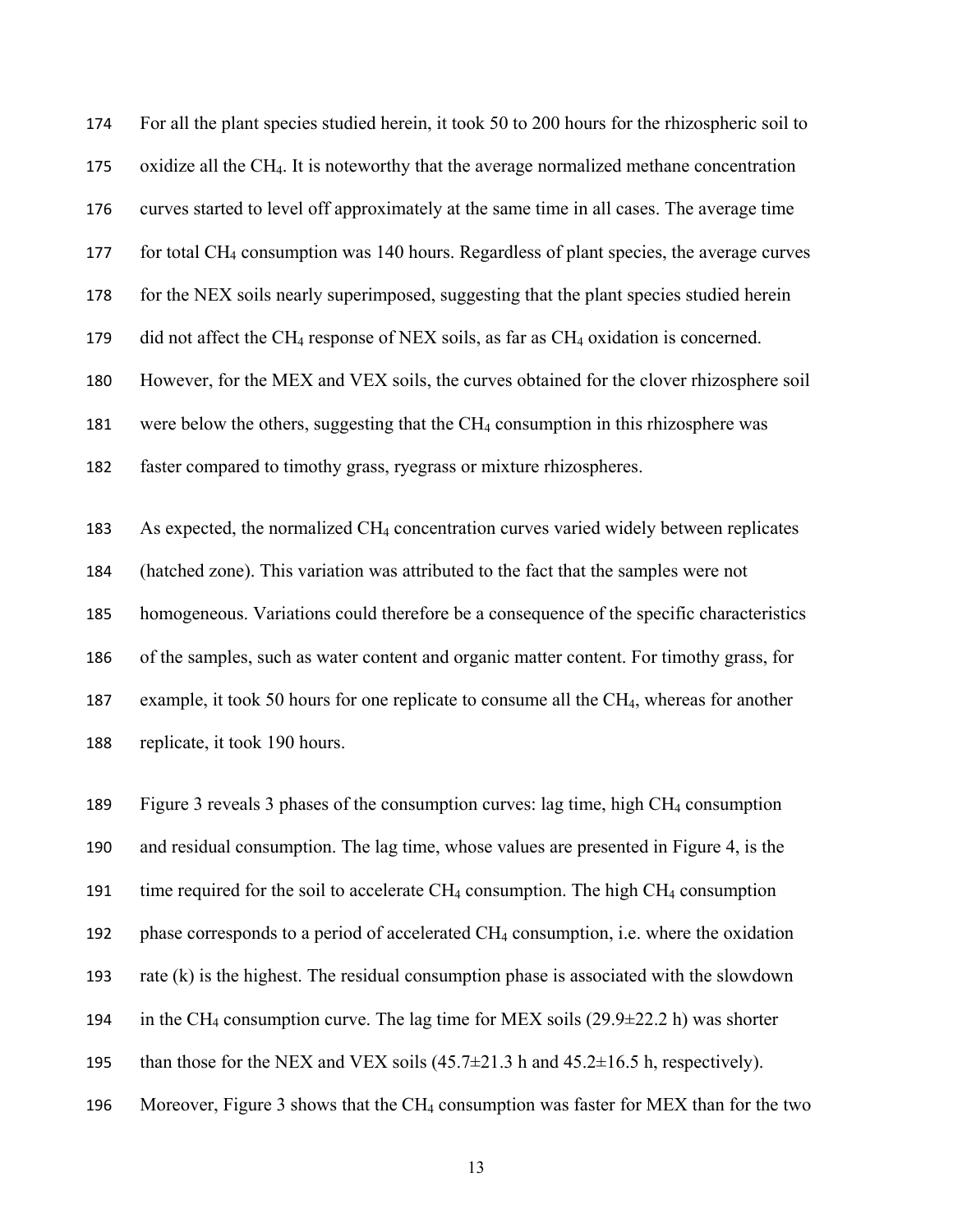For all the plant species studied herein, it took 50 to 200 hours for the rhizospheric soil to oxidize all the $CH_4$. It is noteworthy that the average normalized methane concentration curves started to level off approximately at the same time in all cases. The average time for total $CH_4$ consumption was 140 hours. Regardless of plant species, the average curves for the NEX soils nearly superimposed, suggesting that the plant species studied herein did not affect the $CH_4$ response of NEX soils, as far as $CH_4$ oxidation is concerned. However, for the MEX and VEX soils, the curves obtained for the clover rhizosphere soil were below the others, suggesting that the $CH_4$ consumption in this rhizosphere was faster compared to timothy grass, ryegrass or mixture rhizospheres.

As expected, the normalized $CH_4$ concentration curves varied widely between replicates (hatched zone). This variation was attributed to the fact that the samples were not homogeneous. Variations could therefore be a consequence of the specific characteristics of the samples, such as water content and organic matter content. For timothy grass, for example, it took 50 hours for one replicate to consume all the $CH_4$, whereas for another replicate, it took 190 hours.

Figure 3 reveals 3 phases of the consumption curves: lag time, high $CH_4$ consumption and residual consumption. The lag time, whose values are presented in Figure 4, is the time required for the soil to accelerate $CH_4$ consumption. The high $CH_4$ consumption phase corresponds to a period of accelerated $CH_4$ consumption, i.e. where the oxidation rate (k) is the highest. The residual consumption phase is associated with the slowdown in the $CH_4$ consumption curve. The lag time for MEX soils (29.9±22.2 h) was shorter than those for the NEX and VEX soils (45.7±21.3 h and 45.2±16.5 h, respectively). Moreover, Figure 3 shows that the $CH_4$ consumption was faster for MEX than for the two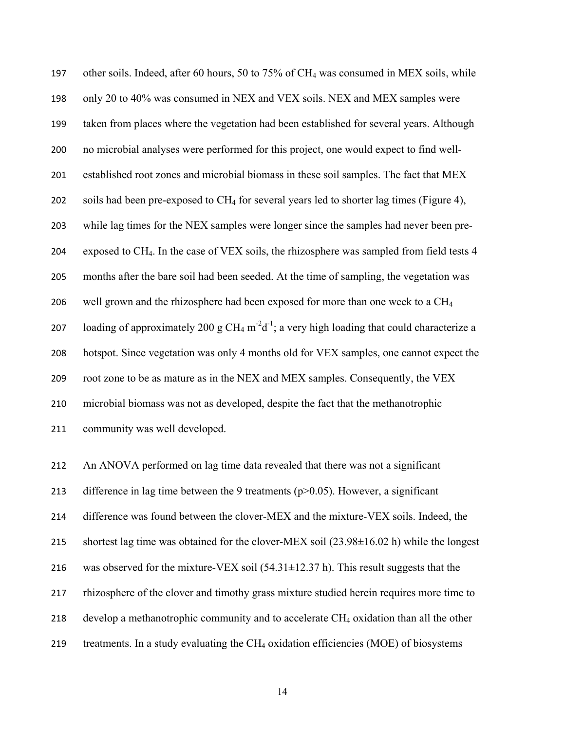other soils. Indeed, after 60 hours, 50 to 75% of $CH_4$ was consumed in MEX soils, while only 20 to 40% was consumed in NEX and VEX soils. NEX and MEX samples were taken from places where the vegetation had been established for several years. Although no microbial analyses were performed for this project, one would expect to find well-established root zones and microbial biomass in these soil samples. The fact that MEX soils had been pre-exposed to $CH_4$ for several years led to shorter lag times (Figure 4), while lag times for the NEX samples were longer since the samples had never been pre-exposed to $CH_4$. In the case of VEX soils, the rhizosphere was sampled from field tests 4 months after the bare soil had been seeded. At the time of sampling, the vegetation was well grown and the rhizosphere had been exposed for more than one week to a $CH_4$ loading of approximately 200 g $CH_4$ $m^{-2}d^{-1}$; a very high loading that could characterize a hotspot. Since vegetation was only 4 months old for VEX samples, one cannot expect the root zone to be as mature as in the NEX and MEX samples. Consequently, the VEX microbial biomass was not as developed, despite the fact that the methanotrophic community was well developed.

An ANOVA performed on lag time data revealed that there was not a significant difference in lag time between the 9 treatments ($p>0.05$). However, a significant difference was found between the clover-MEX and the mixture-VEX soils. Indeed, the shortest lag time was obtained for the clover-MEX soil (23.98±16.02 h) while the longest was observed for the mixture-VEX soil (54.31±12.37 h). This result suggests that the rhizosphere of the clover and timothy grass mixture studied herein requires more time to develop a methanotrophic community and to accelerate $CH_4$ oxidation than all the other treatments. In a study evaluating the $CH_4$ oxidation efficiencies (MOE) of biosystems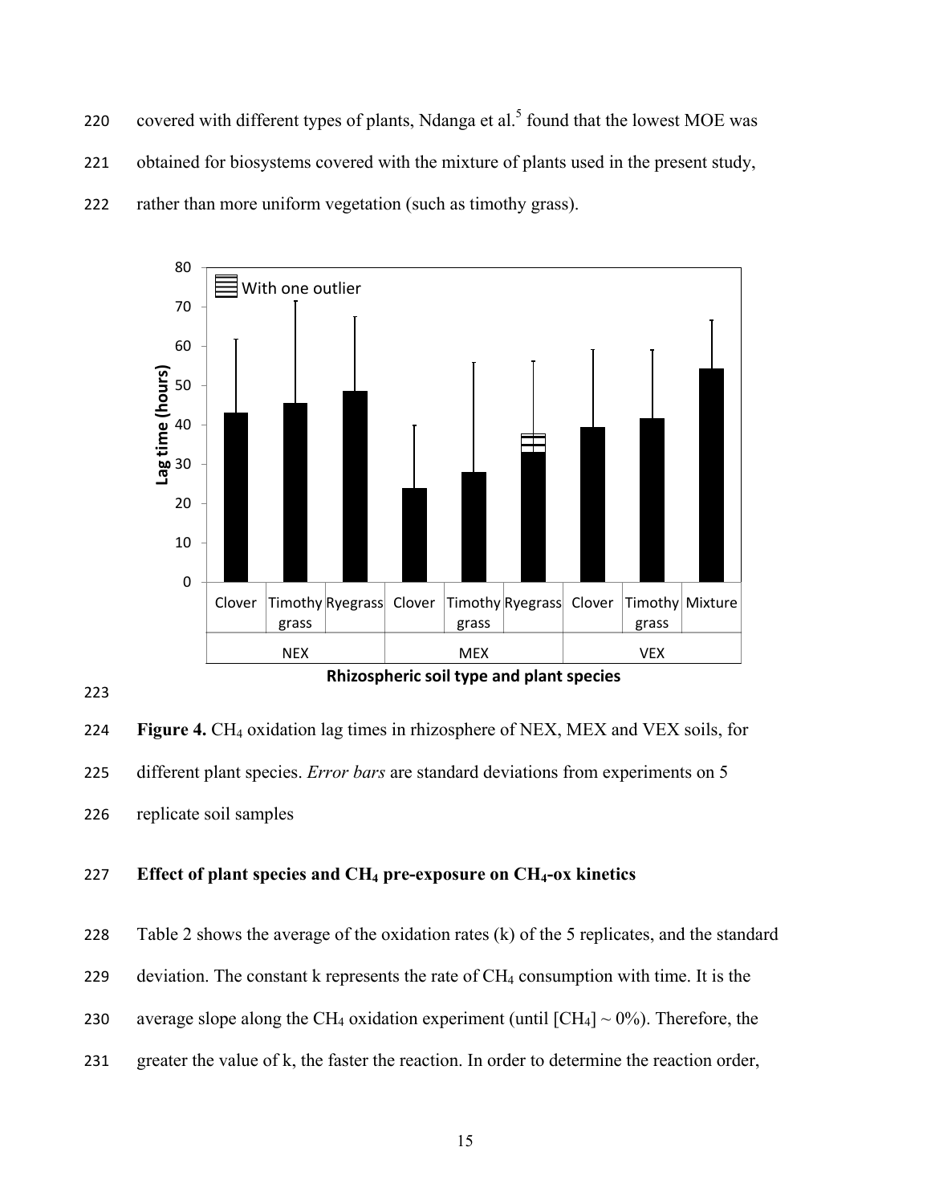covered with different types of plants, Ndanga et al.[5] found that the lowest MOE was obtained for biosystems covered with the mixture of plants used in the present study, rather than more uniform vegetation (such as timothy grass).

**Figure 4.** $CH_4$ oxidation lag times in rhizosphere of NEX, MEX and VEX soils, for different plant species. *Error bars* are standard deviations from experiments on 5 replicate soil samples

### Effect of plant species and $CH_4$ pre-exposure on $CH_4$-ox kinetics

Table 2 shows the average of the oxidation rates (k) of the 5 replicates, and the standard deviation. The constant k represents the rate of $CH_4$ consumption with time. It is the average slope along the $CH_4$ oxidation experiment (until $[CH_4] \sim 0\%$). Therefore, the greater the value of k, the faster the reaction. In order to determine the reaction order,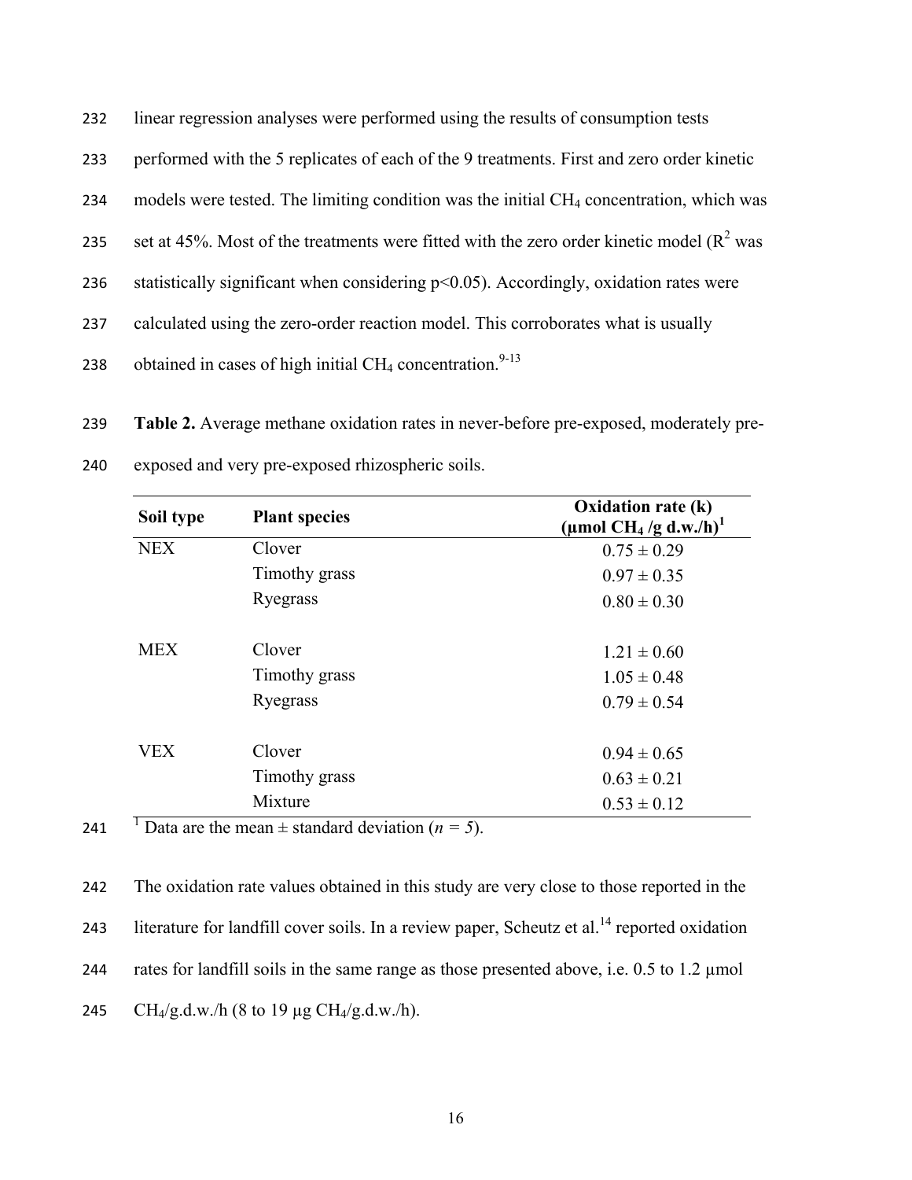linear regression analyses were performed using the results of consumption tests performed with the 5 replicates of each of the 9 treatments. First and zero order kinetic models were tested. The limiting condition was the initial $CH_4$ concentration, which was set at 45%. Most of the treatments were fitted with the zero order kinetic model ($R^2$ was statistically significant when considering $p<0.05$). Accordingly, oxidation rates were calculated using the zero-order reaction model. This corroborates what is usually obtained in cases of high initial $CH_4$ concentration.[9-13]

**Table 2.** Average methane oxidation rates in never-before pre-exposed, moderately pre-exposed and very pre-exposed rhizospheric soils.

| Soil type | Plant species | Oxidation rate (k) (µmol $CH_4$ /g d.w./h)[1] |
|---|---|---|
| NEX | Clover | 0.75 ± 0.29 |
| | Timothy grass | 0.97 ± 0.35 |
| | Ryegrass | 0.80 ± 0.30 |
| MEX | Clover | 1.21 ± 0.60 |
| | Timothy grass | 1.05 ± 0.48 |
| | Ryegrass | 0.79 ± 0.54 |
| VEX | Clover | 0.94 ± 0.65 |
| | Timothy grass | 0.63 ± 0.21 |
| | Mixture | 0.53 ± 0.12 |

[1] Data are the mean ± standard deviation (*n = 5*).

The oxidation rate values obtained in this study are very close to those reported in the literature for landfill cover soils. In a review paper, Scheutz et al.[14] reported oxidation rates for landfill soils in the same range as those presented above, i.e. 0.5 to 1.2 µmol $CH_4$/g.d.w./h (8 to 19 µg $CH_4$/g.d.w./h).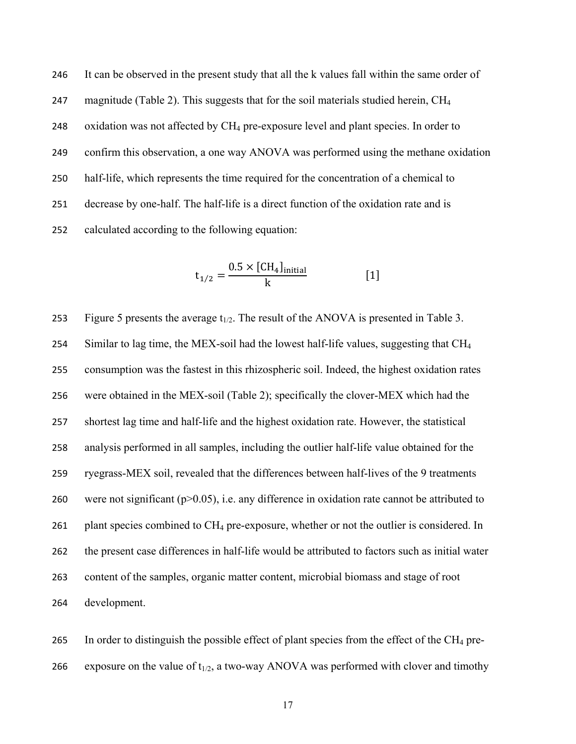It can be observed in the present study that all the k values fall within the same order of magnitude (Table 2). This suggests that for the soil materials studied herein, $CH_4$ oxidation was not affected by $CH_4$ pre-exposure level and plant species. In order to confirm this observation, a one way ANOVA was performed using the methane oxidation half-life, which represents the time required for the concentration of a chemical to decrease by one-half. The half-life is a direct function of the oxidation rate and is calculated according to the following equation:

$$t_{1/2} = \frac{0.5 \times [CH_4]_{\text{initial}}}{k} \qquad [1]$$

Figure 5 presents the average $t_{1/2}$. The result of the ANOVA is presented in Table 3. Similar to lag time, the MEX-soil had the lowest half-life values, suggesting that $CH_4$ consumption was the fastest in this rhizospheric soil. Indeed, the highest oxidation rates were obtained in the MEX-soil (Table 2); specifically the clover-MEX which had the shortest lag time and half-life and the highest oxidation rate. However, the statistical analysis performed in all samples, including the outlier half-life value obtained for the ryegrass-MEX soil, revealed that the differences between half-lives of the 9 treatments were not significant ($p>0.05$), i.e. any difference in oxidation rate cannot be attributed to plant species combined to $CH_4$ pre-exposure, whether or not the outlier is considered. In the present case differences in half-life would be attributed to factors such as initial water content of the samples, organic matter content, microbial biomass and stage of root development.

In order to distinguish the possible effect of plant species from the effect of the $CH_4$ pre-exposure on the value of $t_{1/2}$, a two-way ANOVA was performed with clover and timothy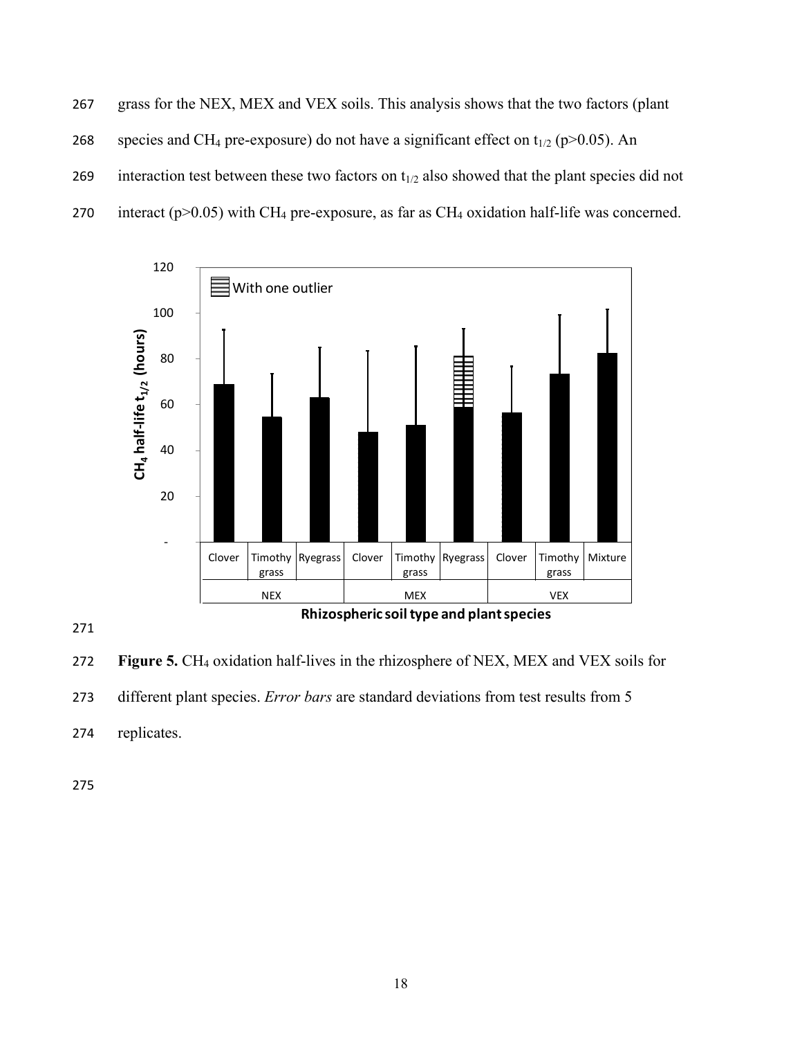grass for the NEX, MEX and VEX soils. This analysis shows that the two factors (plant species and $CH_4$ pre-exposure) do not have a significant effect on $t_{1/2}$ ($p>0.05$). An interaction test between these two factors on $t_{1/2}$ also showed that the plant species did not interact ($p>0.05$) with $CH_4$ pre-exposure, as far as $CH_4$ oxidation half-life was concerned.

**Figure 5.** $CH_4$ oxidation half-lives in the rhizosphere of NEX, MEX and VEX soils for different plant species. *Error bars* are standard deviations from test results from 5 replicates.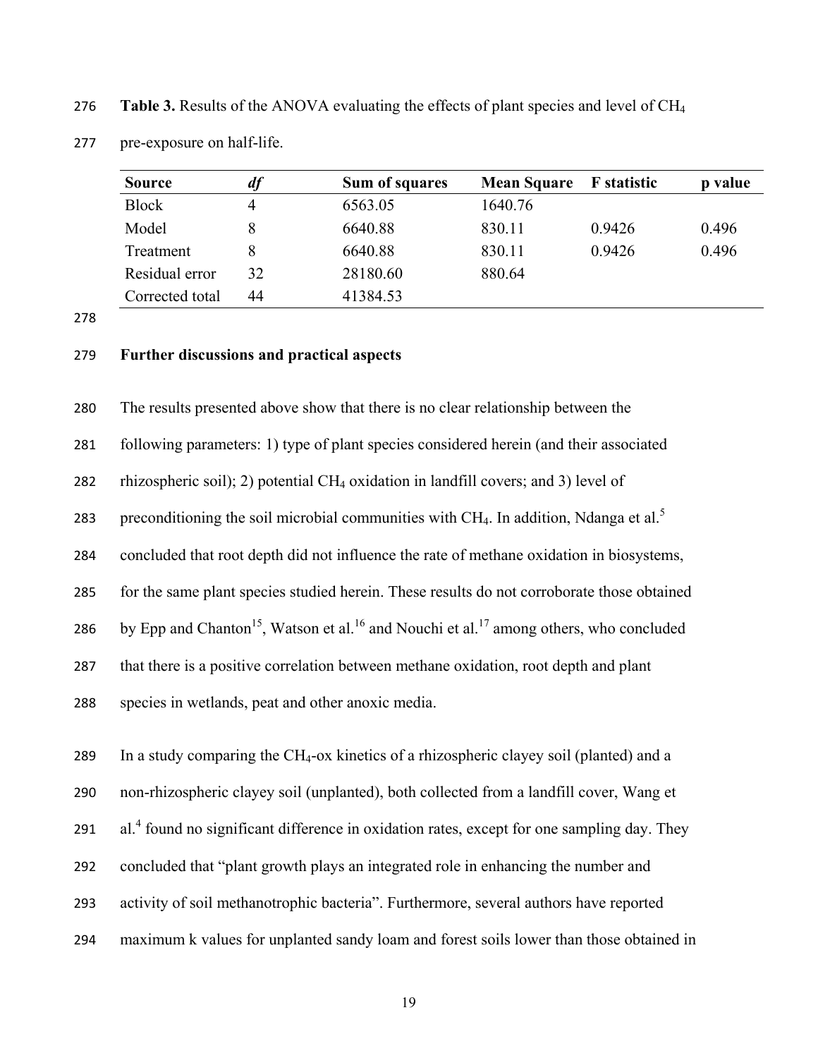**Table 3.** Results of the ANOVA evaluating the effects of plant species and level of $CH_4$ pre-exposure on half-life.

| Source | *df* | Sum of squares | Mean Square | F statistic | p value |
|---|---|---|---|---|---|
| Block | 4 | 6563.05 | 1640.76 | | |
| Model | 8 | 6640.88 | 830.11 | 0.9426 | 0.496 |
| Treatment | 8 | 6640.88 | 830.11 | 0.9426 | 0.496 |
| Residual error | 32 | 28180.60 | 880.64 | | |
| Corrected total | 44 | 41384.53 | | | |

**Further discussions and practical aspects**

The results presented above show that there is no clear relationship between the following parameters: 1) type of plant species considered herein (and their associated rhizospheric soil); 2) potential $CH_4$ oxidation in landfill covers; and 3) level of preconditioning the soil microbial communities with $CH_4$. In addition, Ndanga et al.[5] concluded that root depth did not influence the rate of methane oxidation in biosystems, for the same plant species studied herein. These results do not corroborate those obtained by Epp and Chanton[15], Watson et al.[16] and Nouchi et al.[17] among others, who concluded that there is a positive correlation between methane oxidation, root depth and plant species in wetlands, peat and other anoxic media.

In a study comparing the $CH_4$-ox kinetics of a rhizospheric clayey soil (planted) and a non-rhizospheric clayey soil (unplanted), both collected from a landfill cover, Wang et al.[4] found no significant difference in oxidation rates, except for one sampling day. They concluded that "plant growth plays an integrated role in enhancing the number and activity of soil methanotrophic bacteria". Furthermore, several authors have reported maximum k values for unplanted sandy loam and forest soils lower than those obtained in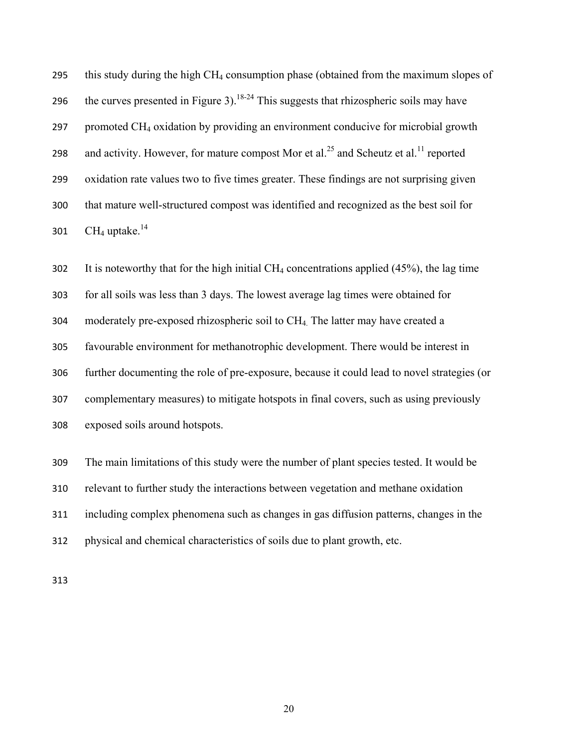this study during the high $CH_4$ consumption phase (obtained from the maximum slopes of the curves presented in Figure 3).[18-24] This suggests that rhizospheric soils may have promoted $CH_4$ oxidation by providing an environment conducive for microbial growth and activity. However, for mature compost Mor et al.[25] and Scheutz et al.[11] reported oxidation rate values two to five times greater. These findings are not surprising given that mature well-structured compost was identified and recognized as the best soil for $CH_4$ uptake.[14]

It is noteworthy that for the high initial $CH_4$ concentrations applied (45%), the lag time for all soils was less than 3 days. The lowest average lag times were obtained for moderately pre-exposed rhizospheric soil to $CH_4$. The latter may have created a favourable environment for methanotrophic development. There would be interest in further documenting the role of pre-exposure, because it could lead to novel strategies (or complementary measures) to mitigate hotspots in final covers, such as using previously exposed soils around hotspots.

The main limitations of this study were the number of plant species tested. It would be relevant to further study the interactions between vegetation and methane oxidation including complex phenomena such as changes in gas diffusion patterns, changes in the physical and chemical characteristics of soils due to plant growth, etc.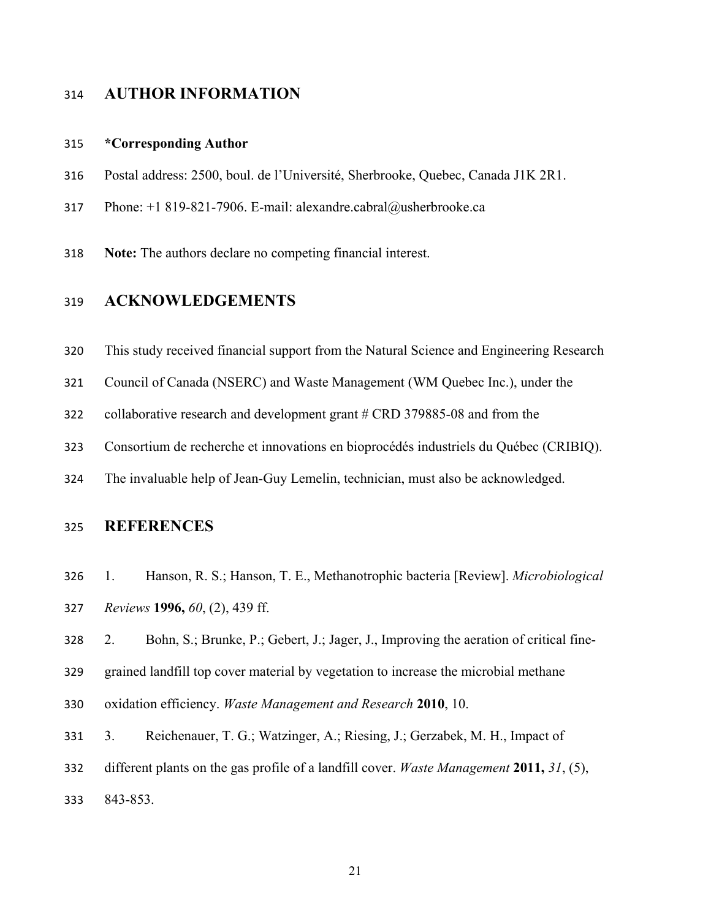## AUTHOR INFORMATION

**\*Corresponding Author**

Postal address: 2500, boul. de l'Université, Sherbrooke, Quebec, Canada J1K 2R1.

Phone: +1 819-821-7906. E-mail: alexandre.cabral@usherbrooke.ca

**Note:** The authors declare no competing financial interest.

## ACKNOWLEDGEMENTS

This study received financial support from the Natural Science and Engineering Research Council of Canada (NSERC) and Waste Management (WM Quebec Inc.), under the collaborative research and development grant # CRD 379885-08 and from the Consortium de recherche et innovations en bioprocédés industriels du Québec (CRIBIQ). The invaluable help of Jean-Guy Lemelin, technician, must also be acknowledged.

## REFERENCES

1. Hanson, R. S.; Hanson, T. E., Methanotrophic bacteria [Review]. *Microbiological Reviews* **1996,** *60*, (2), 439 ff.
2. Bohn, S.; Brunke, P.; Gebert, J.; Jager, J., Improving the aeration of critical fine-grained landfill top cover material by vegetation to increase the microbial methane oxidation efficiency. *Waste Management and Research* **2010**, 10.
3. Reichenauer, T. G.; Watzinger, A.; Riesing, J.; Gerzabek, M. H., Impact of different plants on the gas profile of a landfill cover. *Waste Management* **2011,** *31*, (5), 843-853.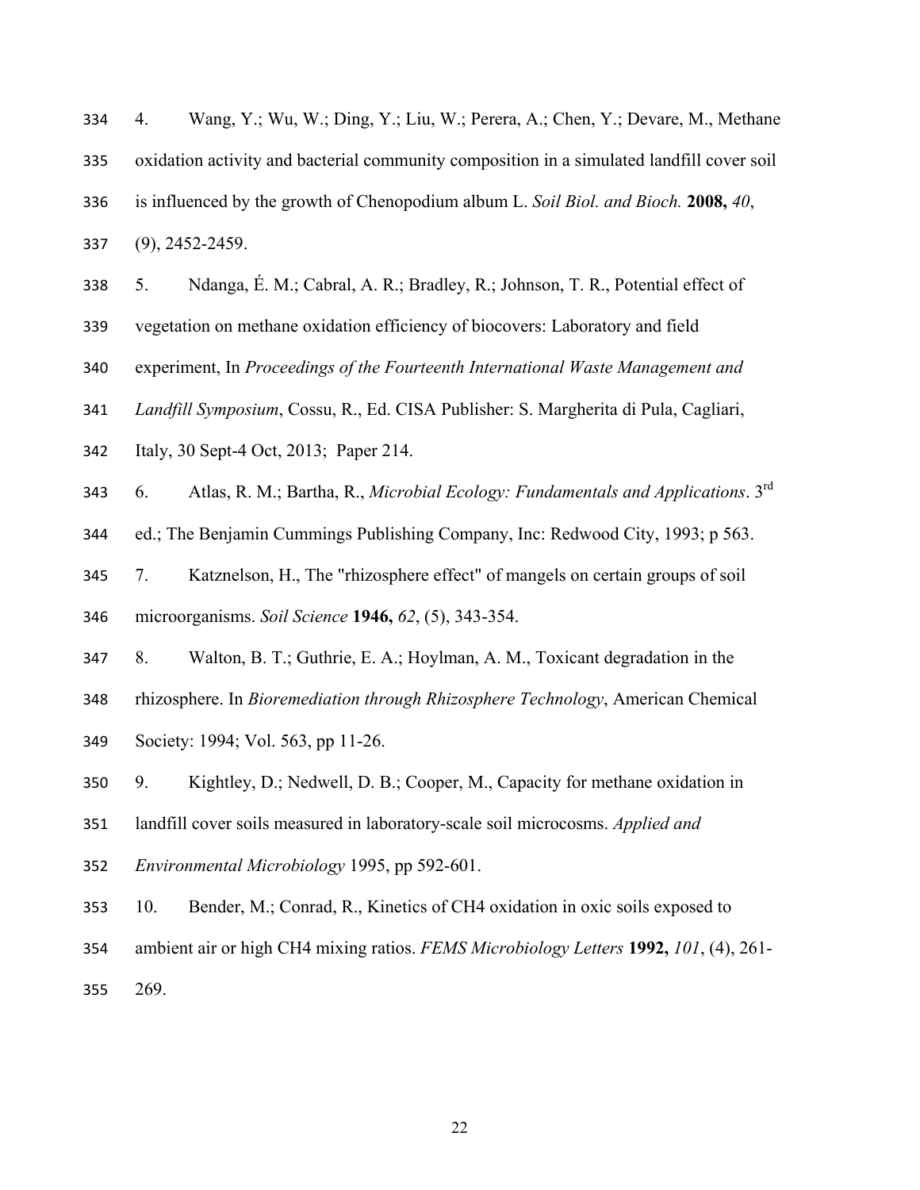4. Wang, Y.; Wu, W.; Ding, Y.; Liu, W.; Perera, A.; Chen, Y.; Devare, M., Methane oxidation activity and bacterial community composition in a simulated landfill cover soil is influenced by the growth of Chenopodium album L. *Soil Biol. and Bioch.* **2008,** *40*, (9), 2452-2459.

5. Ndanga, É. M.; Cabral, A. R.; Bradley, R.; Johnson, T. R., Potential effect of vegetation on methane oxidation efficiency of biocovers: Laboratory and field experiment, In *Proceedings of the Fourteenth International Waste Management and Landfill Symposium*, Cossu, R., Ed. CISA Publisher: S. Margherita di Pula, Cagliari, Italy, 30 Sept-4 Oct, 2013; Paper 214.

6. Atlas, R. M.; Bartha, R., *Microbial Ecology: Fundamentals and Applications*. 3rd ed.; The Benjamin Cummings Publishing Company, Inc: Redwood City, 1993; p 563.

7. Katznelson, H., The "rhizosphere effect" of mangels on certain groups of soil microorganisms. *Soil Science* **1946,** *62*, (5), 343-354.

8. Walton, B. T.; Guthrie, E. A.; Hoylman, A. M., Toxicant degradation in the rhizosphere. In *Bioremediation through Rhizosphere Technology*, American Chemical Society: 1994; Vol. 563, pp 11-26.

9. Kightley, D.; Nedwell, D. B.; Cooper, M., Capacity for methane oxidation in landfill cover soils measured in laboratory-scale soil microcosms. *Applied and Environmental Microbiology* 1995, pp 592-601.

10. Bender, M.; Conrad, R., Kinetics of CH4 oxidation in oxic soils exposed to ambient air or high CH4 mixing ratios. *FEMS Microbiology Letters* **1992,** *101*, (4), 261-269.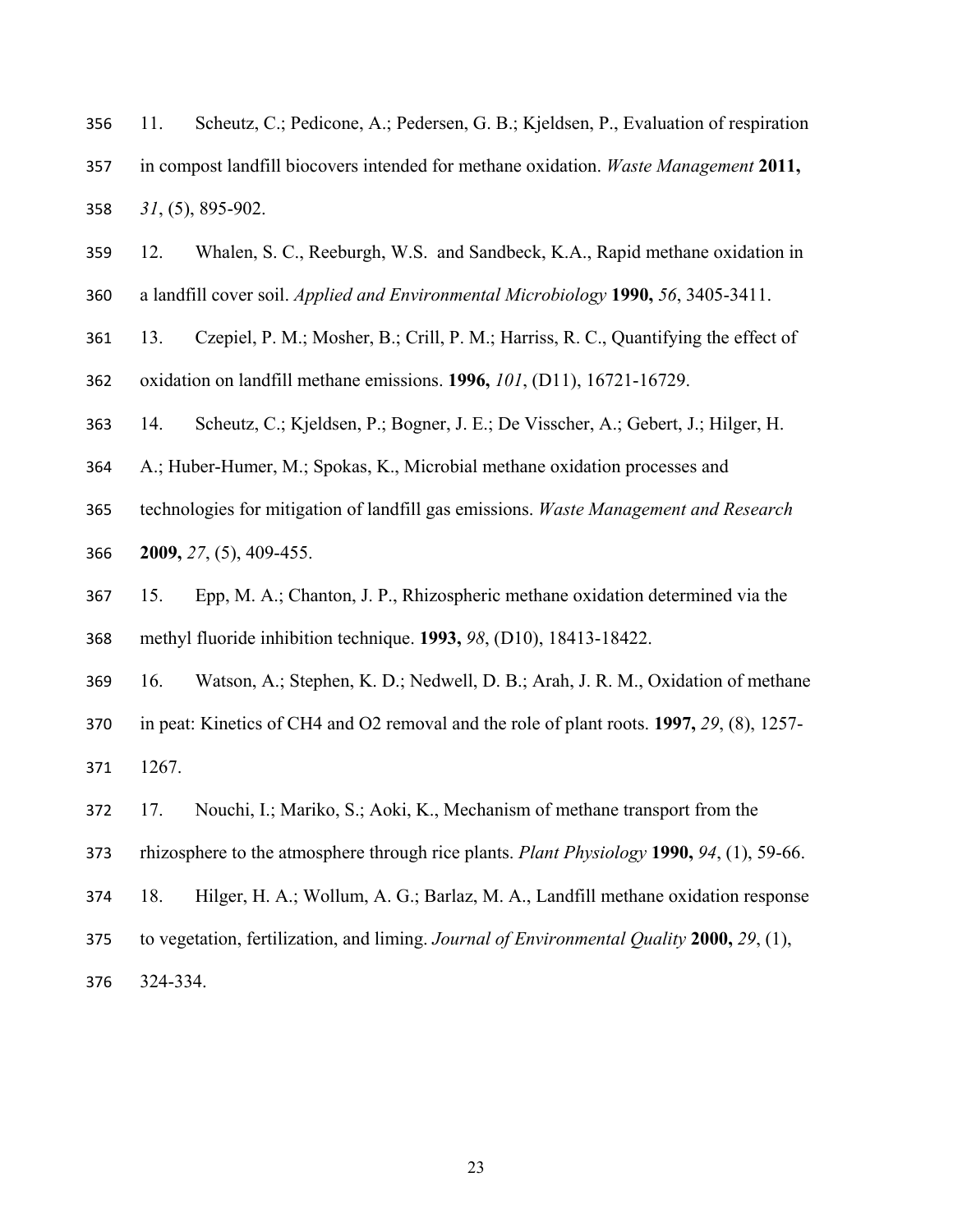11. Scheutz, C.; Pedicone, A.; Pedersen, G. B.; Kjeldsen, P., Evaluation of respiration in compost landfill biocovers intended for methane oxidation. *Waste Management* **2011,** *31*, (5), 895-902.

12. Whalen, S. C., Reeburgh, W.S. and Sandbeck, K.A., Rapid methane oxidation in a landfill cover soil. *Applied and Environmental Microbiology* **1990,** *56*, 3405-3411.

13. Czepiel, P. M.; Mosher, B.; Crill, P. M.; Harriss, R. C., Quantifying the effect of oxidation on landfill methane emissions. **1996,** *101*, (D11), 16721-16729.

14. Scheutz, C.; Kjeldsen, P.; Bogner, J. E.; De Visscher, A.; Gebert, J.; Hilger, H. A.; Huber-Humer, M.; Spokas, K., Microbial methane oxidation processes and technologies for mitigation of landfill gas emissions. *Waste Management and Research* **2009,** *27*, (5), 409-455.

15. Epp, M. A.; Chanton, J. P., Rhizospheric methane oxidation determined via the methyl fluoride inhibition technique. **1993,** *98*, (D10), 18413-18422.

16. Watson, A.; Stephen, K. D.; Nedwell, D. B.; Arah, J. R. M., Oxidation of methane in peat: Kinetics of CH4 and O2 removal and the role of plant roots. **1997,** *29*, (8), 1257-1267.

17. Nouchi, I.; Mariko, S.; Aoki, K., Mechanism of methane transport from the rhizosphere to the atmosphere through rice plants. *Plant Physiology* **1990,** *94*, (1), 59-66.

18. Hilger, H. A.; Wollum, A. G.; Barlaz, M. A., Landfill methane oxidation response to vegetation, fertilization, and liming. *Journal of Environmental Quality* **2000,** *29*, (1), 324-334.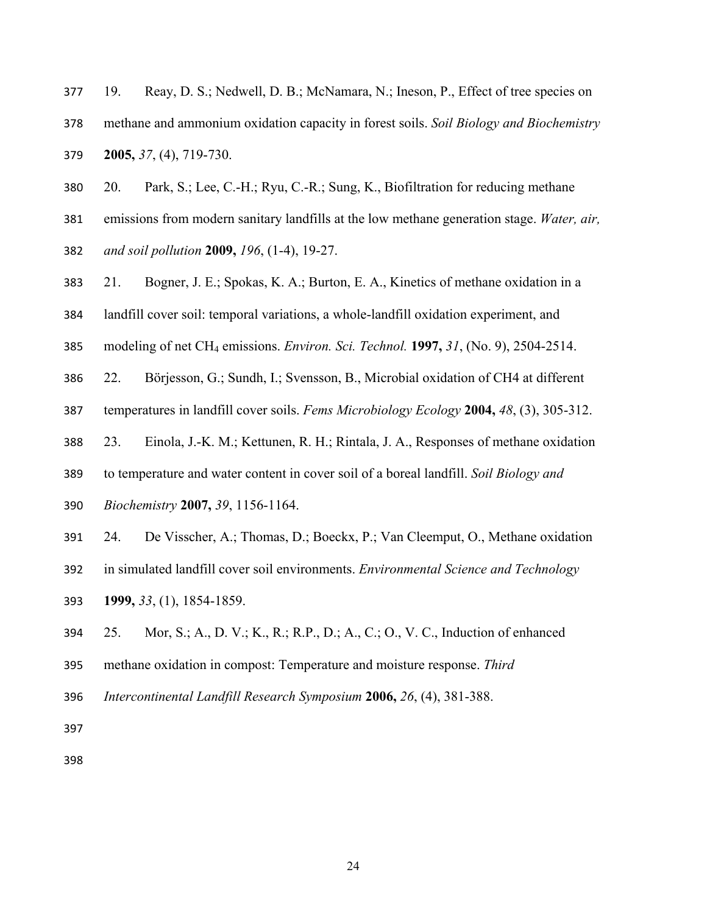19. Reay, D. S.; Nedwell, D. B.; McNamara, N.; Ineson, P., Effect of tree species on methane and ammonium oxidation capacity in forest soils. *Soil Biology and Biochemistry* **2005,** *37*, (4), 719-730.

20. Park, S.; Lee, C.-H.; Ryu, C.-R.; Sung, K., Biofiltration for reducing methane emissions from modern sanitary landfills at the low methane generation stage. *Water, air, and soil pollution* **2009,** *196*, (1-4), 19-27.

21. Bogner, J. E.; Spokas, K. A.; Burton, E. A., Kinetics of methane oxidation in a landfill cover soil: temporal variations, a whole-landfill oxidation experiment, and modeling of net $CH_4$ emissions. *Environ. Sci. Technol.* **1997,** *31*, (No. 9), 2504-2514.

22. Börjesson, G.; Sundh, I.; Svensson, B., Microbial oxidation of CH4 at different temperatures in landfill cover soils. *Fems Microbiology Ecology* **2004,** *48*, (3), 305-312.

23. Einola, J.-K. M.; Kettunen, R. H.; Rintala, J. A., Responses of methane oxidation to temperature and water content in cover soil of a boreal landfill. *Soil Biology and Biochemistry* **2007,** *39*, 1156-1164.

24. De Visscher, A.; Thomas, D.; Boeckx, P.; Van Cleemput, O., Methane oxidation in simulated landfill cover soil environments. *Environmental Science and Technology* **1999,** *33*, (1), 1854-1859.

25. Mor, S.; A., D. V.; K., R.; R.P., D.; A., C.; O., V. C., Induction of enhanced methane oxidation in compost: Temperature and moisture response. *Third Intercontinental Landfill Research Symposium* **2006,** *26*, (4), 381-388.